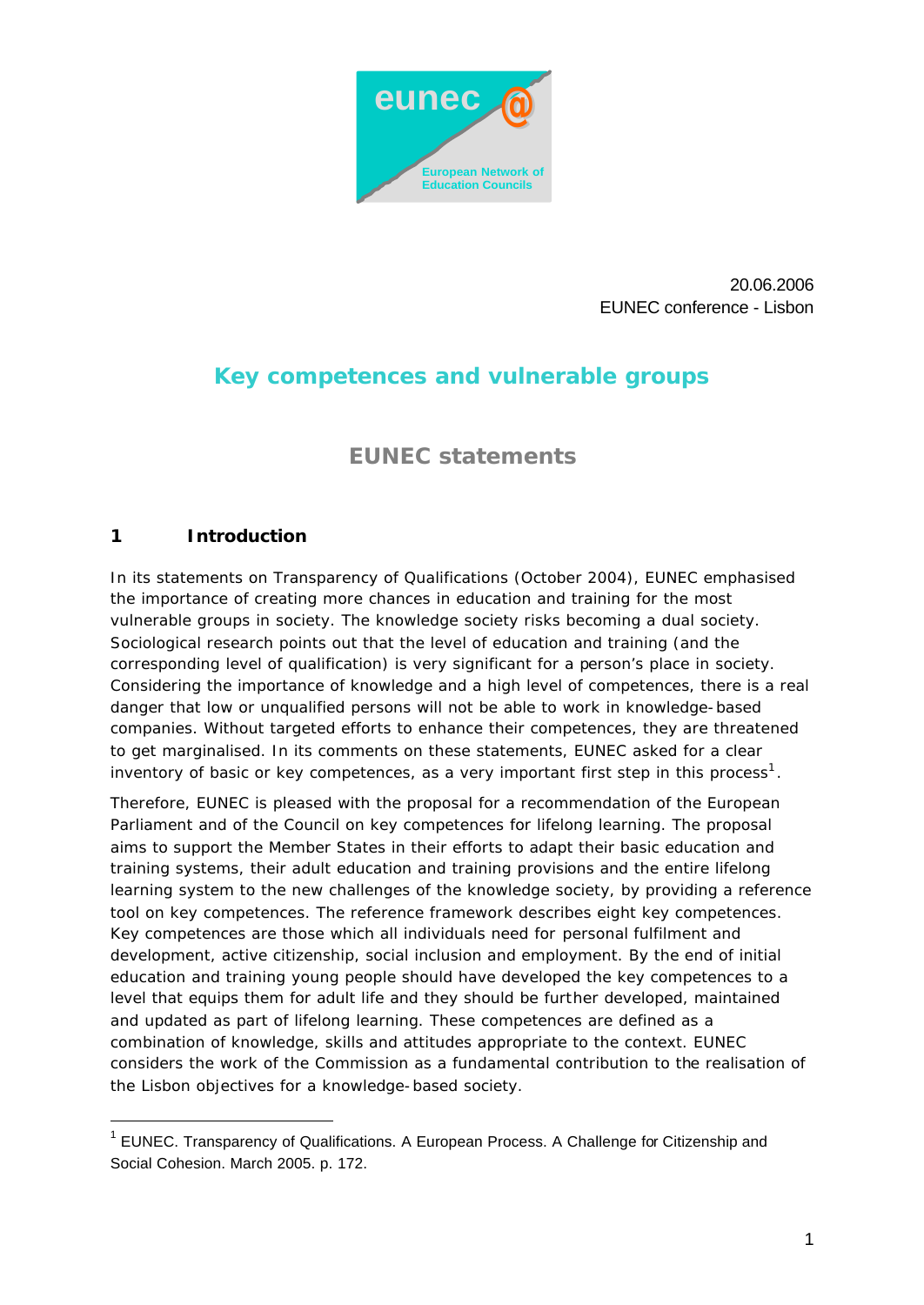eunec

European Network of Education Councils

20.06.2006
EUNEC conference - Lisbon

# Key competences and vulnerable groups

## EUNEC statements

### 1 Introduction

In its statements on Transparency of Qualifications (October 2004), EUNEC emphasised the importance of creating more chances in education and training for the most vulnerable groups in society. The knowledge society risks becoming a dual society. Sociological research points out that the level of education and training (and the corresponding level of qualification) is very significant for a person's place in society. Considering the importance of knowledge and a high level of competences, there is a real danger that low or unqualified persons will not be able to work in knowledge-based companies. Without targeted efforts to enhance their competences, they are threatened to get marginalised. In its comments on these statements, EUNEC asked for a clear inventory of basic or key competences, as a very important first step in this process[1].

Therefore, EUNEC is pleased with the proposal for a recommendation of the European Parliament and of the Council on key competences for lifelong learning. The proposal aims to support the Member States in their efforts to adapt their basic education and training systems, their adult education and training provisions and the entire lifelong learning system to the new challenges of the knowledge society, by providing a reference tool on key competences. The reference framework describes eight key competences. Key competences are those which all individuals need for personal fulfilment and development, active citizenship, social inclusion and employment. By the end of initial education and training young people should have developed the key competences to a level that equips them for adult life and they should be further developed, maintained and updated as part of lifelong learning. These competences are defined as a combination of knowledge, skills and attitudes appropriate to the context. EUNEC considers the work of the Commission as a fundamental contribution to the realisation of the Lisbon objectives for a knowledge-based society.

---

[1] EUNEC. Transparency of Qualifications. A European Process. A Challenge for Citizenship and Social Cohesion. March 2005. p. 172.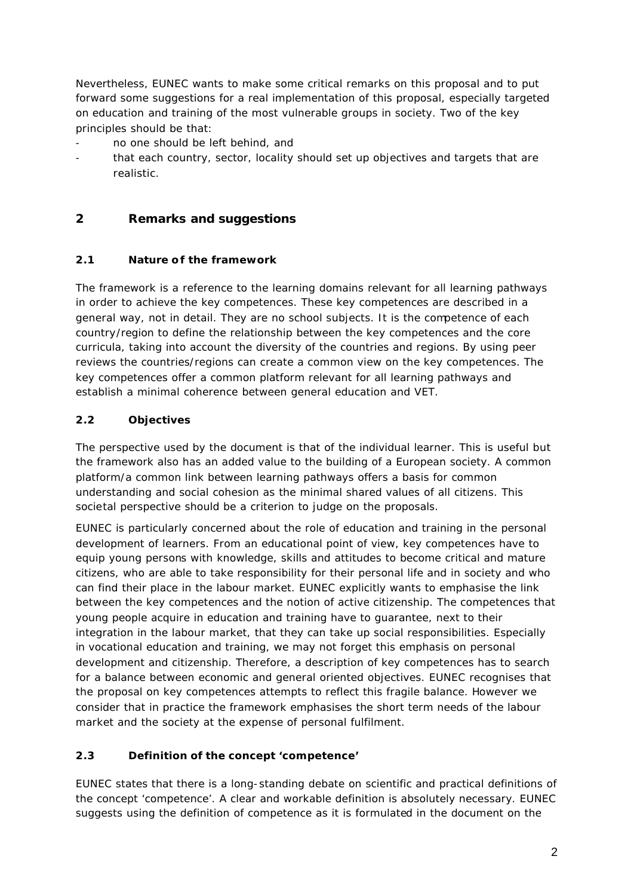Nevertheless, EUNEC wants to make some critical remarks on this proposal and to put forward some suggestions for a real implementation of this proposal, especially targeted on education and training of the most vulnerable groups in society. Two of the key principles should be that:

- no one should be left behind, and
- that each country, sector, locality should set up objectives and targets that are realistic.

## 2 Remarks and suggestions

### 2.1 Nature of the framework

The framework is a reference to the learning domains relevant for all learning pathways in order to achieve the key competences. These key competences are described in a general way, not in detail. They are no school subjects. It is the competence of each country/region to define the relationship between the key competences and the core curricula, taking into account the diversity of the countries and regions. By using peer reviews the countries/regions can create a common view on the key competences. The key competences offer a common platform relevant for all learning pathways and establish a minimal coherence between general education and VET.

### 2.2 Objectives

The perspective used by the document is that of the individual learner. This is useful but the framework also has an added value to the building of a European society. A common platform/a common link between learning pathways offers a basis for common understanding and social cohesion as the minimal shared values of all citizens. This societal perspective should be a criterion to judge on the proposals.

EUNEC is particularly concerned about the role of education and training in the personal development of learners. From an educational point of view, key competences have to equip young persons with knowledge, skills and attitudes to become critical and mature citizens, who are able to take responsibility for their personal life and in society and who can find their place in the labour market. EUNEC explicitly wants to emphasise the link between the key competences and the notion of active citizenship. The competences that young people acquire in education and training have to guarantee, next to their integration in the labour market, that they can take up social responsibilities. Especially in vocational education and training, we may not forget this emphasis on personal development and citizenship. Therefore, a description of key competences has to search for a balance between economic and general oriented objectives. EUNEC recognises that the proposal on key competences attempts to reflect this fragile balance. However we consider that in practice the framework emphasises the short term needs of the labour market and the society at the expense of personal fulfilment.

### 2.3 Definition of the concept 'competence'

EUNEC states that there is a long-standing debate on scientific and practical definitions of the concept 'competence'. A clear and workable definition is absolutely necessary. EUNEC suggests using the definition of competence as it is formulated in the document on the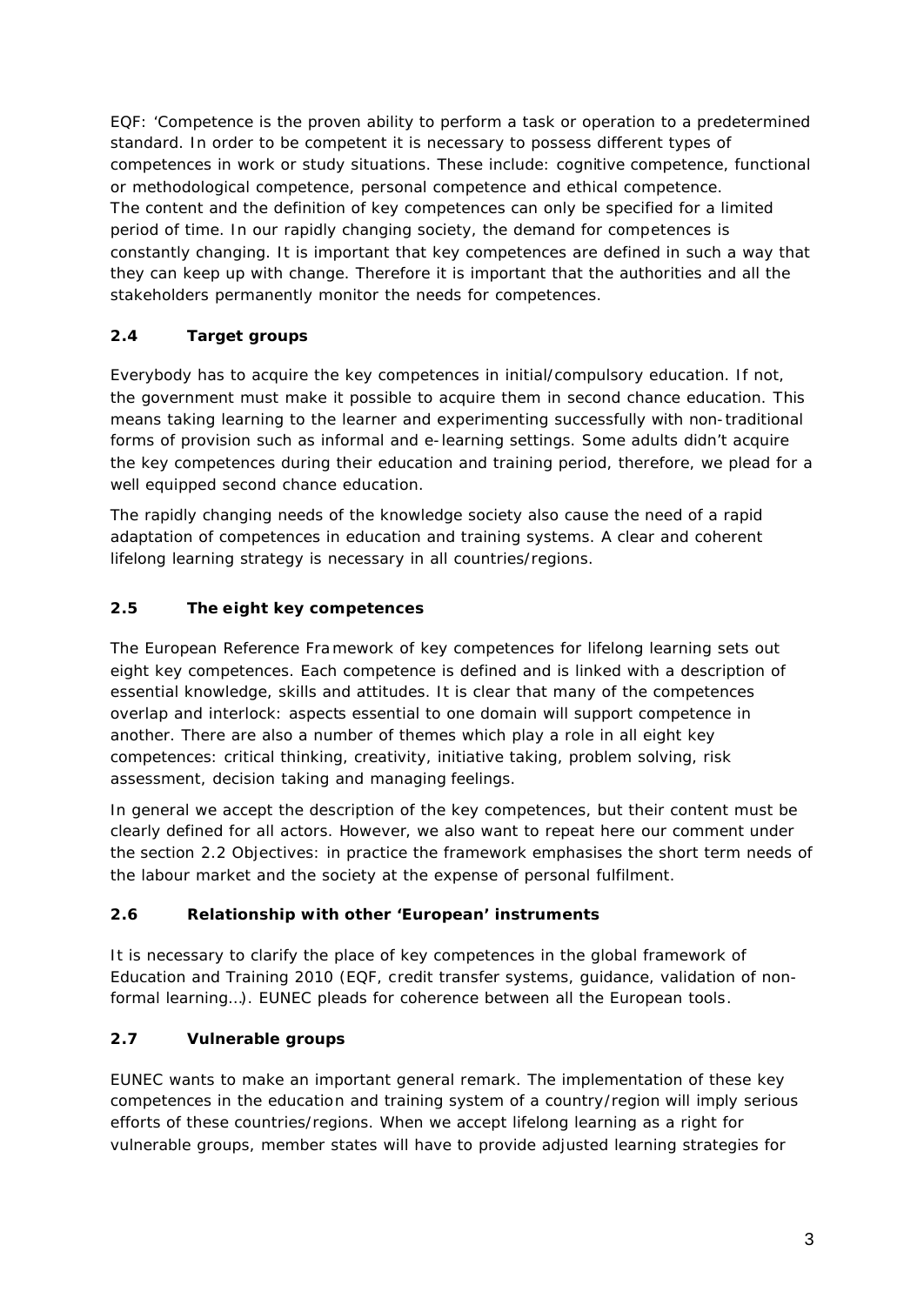EQF: 'Competence is the proven ability to perform a task or operation to a predetermined standard. In order to be competent it is necessary to possess different types of competences in work or study situations. These include: cognitive competence, functional or methodological competence, personal competence and ethical competence.
The content and the definition of key competences can only be specified for a limited period of time. In our rapidly changing society, the demand for competences is constantly changing. It is important that key competences are defined in such a way that they can keep up with change. Therefore it is important that the authorities and all the stakeholders permanently monitor the needs for competences.

## 2.4 Target groups

Everybody has to acquire the key competences in initial/compulsory education. If not, the government must make it possible to acquire them in second chance education. This means taking learning to the learner and experimenting successfully with non-traditional forms of provision such as informal and e-learning settings. Some adults didn't acquire the key competences during their education and training period, therefore, we plead for a well equipped second chance education.

The rapidly changing needs of the knowledge society also cause the need of a rapid adaptation of competences in education and training systems. A clear and coherent lifelong learning strategy is necessary in all countries/regions.

## 2.5 The eight key competences

The European Reference Framework of key competences for lifelong learning sets out eight key competences. Each competence is defined and is linked with a description of essential knowledge, skills and attitudes. It is clear that many of the competences overlap and interlock: aspects essential to one domain will support competence in another. There are also a number of themes which play a role in all eight key competences: critical thinking, creativity, initiative taking, problem solving, risk assessment, decision taking and managing feelings.

In general we accept the description of the key competences, but their content must be clearly defined for all actors. However, we also want to repeat here our comment under the section 2.2 Objectives: in practice the framework emphasises the short term needs of the labour market and the society at the expense of personal fulfilment.

## 2.6 Relationship with other 'European' instruments

It is necessary to clarify the place of key competences in the global framework of Education and Training 2010 (EQF, credit transfer systems, guidance, validation of non-formal learning…). EUNEC pleads for coherence between all the European tools.

## 2.7 Vulnerable groups

EUNEC wants to make an important general remark. The implementation of these key competences in the education and training system of a country/region will imply serious efforts of these countries/regions. When we accept lifelong learning as a right for vulnerable groups, member states will have to provide adjusted learning strategies for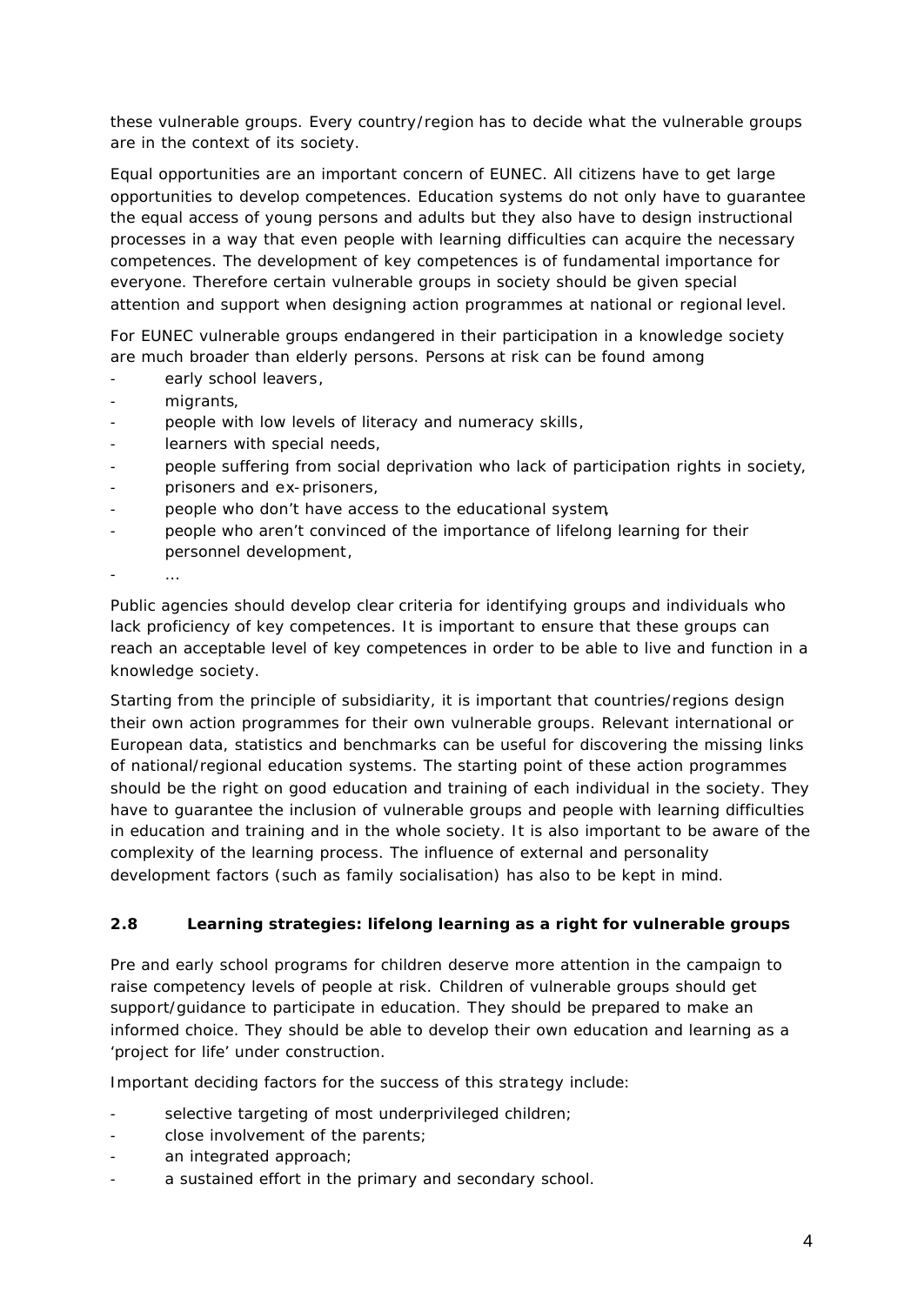these vulnerable groups. Every country/region has to decide what the vulnerable groups are in the context of its society.

Equal opportunities are an important concern of EUNEC. All citizens have to get large opportunities to develop competences. Education systems do not only have to guarantee the equal access of young persons and adults but they also have to design instructional processes in a way that even people with learning difficulties can acquire the necessary competences. The development of key competences is of fundamental importance for everyone. Therefore certain vulnerable groups in society should be given special attention and support when designing action programmes at national or regional level.

For EUNEC vulnerable groups endangered in their participation in a knowledge society are much broader than elderly persons. Persons at risk can be found among

- early school leavers,
- migrants,
- people with low levels of literacy and numeracy skills,
- learners with special needs,
- people suffering from social deprivation who lack of participation rights in society,
- prisoners and ex-prisoners,
- people who don't have access to the educational system,
- people who aren't convinced of the importance of lifelong learning for their personnel development,
- …

Public agencies should develop clear criteria for identifying groups and individuals who lack proficiency of key competences. It is important to ensure that these groups can reach an acceptable level of key competences in order to be able to live and function in a knowledge society.

Starting from the principle of subsidiarity, it is important that countries/regions design their own action programmes for their own vulnerable groups. Relevant international or European data, statistics and benchmarks can be useful for discovering the missing links of national/regional education systems. The starting point of these action programmes should be the right on good education and training of each individual in the society. They have to guarantee the inclusion of vulnerable groups and people with learning difficulties in education and training and in the whole society. It is also important to be aware of the complexity of the learning process. The influence of external and personality development factors (such as family socialisation) has also to be kept in mind.

### 2.8 Learning strategies: lifelong learning as a right for vulnerable groups

Pre and early school programs for children deserve more attention in the campaign to raise competency levels of people at risk. Children of vulnerable groups should get support/guidance to participate in education. They should be prepared to make an informed choice. They should be able to develop their own education and learning as a 'project for life' under construction.

Important deciding factors for the success of this strategy include:

- selective targeting of most underprivileged children;
- close involvement of the parents;
- an integrated approach;
- a sustained effort in the primary and secondary school.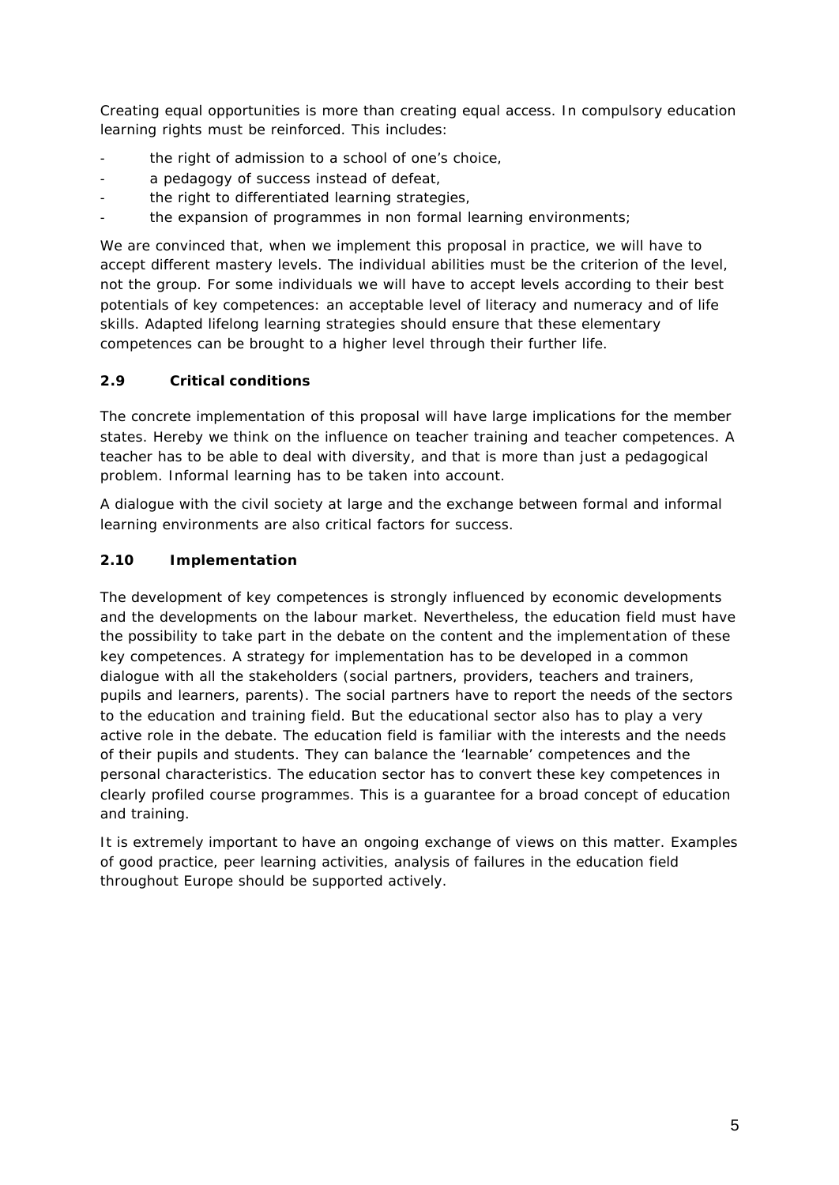Creating equal opportunities is more than creating equal access. In compulsory education learning rights must be reinforced. This includes:

- the right of admission to a school of one's choice,
- a pedagogy of success instead of defeat,
- the right to differentiated learning strategies,
- the expansion of programmes in non formal learning environments;

We are convinced that, when we implement this proposal in practice, we will have to accept different mastery levels. The individual abilities must be the criterion of the level, not the group. For some individuals we will have to accept levels according to their best potentials of key competences: an acceptable level of literacy and numeracy and of life skills. Adapted lifelong learning strategies should ensure that these elementary competences can be brought to a higher level through their further life.

### 2.9 Critical conditions

The concrete implementation of this proposal will have large implications for the member states. Hereby we think on the influence on teacher training and teacher competences. A teacher has to be able to deal with diversity, and that is more than just a pedagogical problem. Informal learning has to be taken into account.

A dialogue with the civil society at large and the exchange between formal and informal learning environments are also critical factors for success.

### 2.10 Implementation

The development of key competences is strongly influenced by economic developments and the developments on the labour market. Nevertheless, the education field must have the possibility to take part in the debate on the content and the implementation of these key competences. A strategy for implementation has to be developed in a common dialogue with all the stakeholders (social partners, providers, teachers and trainers, pupils and learners, parents). The social partners have to report the needs of the sectors to the education and training field. But the educational sector also has to play a very active role in the debate. The education field is familiar with the interests and the needs of their pupils and students. They can balance the 'learnable' competences and the personal characteristics. The education sector has to convert these key competences in clearly profiled course programmes. This is a guarantee for a broad concept of education and training.

It is extremely important to have an ongoing exchange of views on this matter. Examples of good practice, peer learning activities, analysis of failures in the education field throughout Europe should be supported actively.